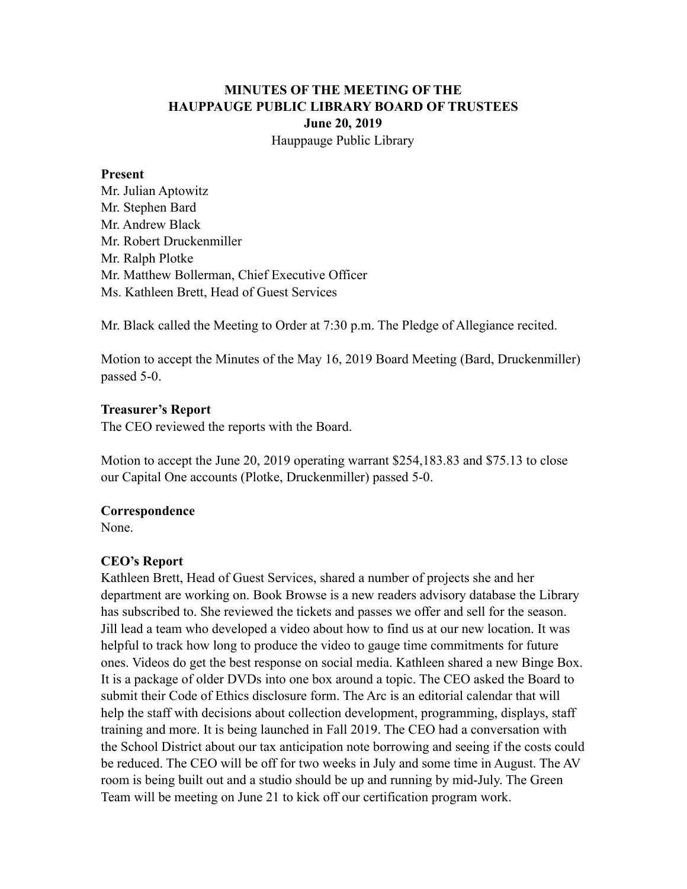# MINUTES OF THE MEETING OF THE HAUPPAUGE PUBLIC LIBRARY BOARD OF TRUSTEES

**June 20, 2019**

Hauppauge Public Library

**Present**

Mr. Julian Aptowitz
Mr. Stephen Bard
Mr. Andrew Black
Mr. Robert Druckenmiller
Mr. Ralph Plotke
Mr. Matthew Bollerman, Chief Executive Officer
Ms. Kathleen Brett, Head of Guest Services

Mr. Black called the Meeting to Order at 7:30 p.m. The Pledge of Allegiance recited.

Motion to accept the Minutes of the May 16, 2019 Board Meeting (Bard, Druckenmiller) passed 5-0.

**Treasurer's Report**

The CEO reviewed the reports with the Board.

Motion to accept the June 20, 2019 operating warrant $254,183.83 and $75.13 to close our Capital One accounts (Plotke, Druckenmiller) passed 5-0.

**Correspondence**

None.

**CEO's Report**

Kathleen Brett, Head of Guest Services, shared a number of projects she and her department are working on. Book Browse is a new readers advisory database the Library has subscribed to. She reviewed the tickets and passes we offer and sell for the season. Jill lead a team who developed a video about how to find us at our new location. It was helpful to track how long to produce the video to gauge time commitments for future ones. Videos do get the best response on social media. Kathleen shared a new Binge Box. It is a package of older DVDs into one box around a topic. The CEO asked the Board to submit their Code of Ethics disclosure form. The Arc is an editorial calendar that will help the staff with decisions about collection development, programming, displays, staff training and more. It is being launched in Fall 2019. The CEO had a conversation with the School District about our tax anticipation note borrowing and seeing if the costs could be reduced. The CEO will be off for two weeks in July and some time in August. The AV room is being built out and a studio should be up and running by mid-July. The Green Team will be meeting on June 21 to kick off our certification program work.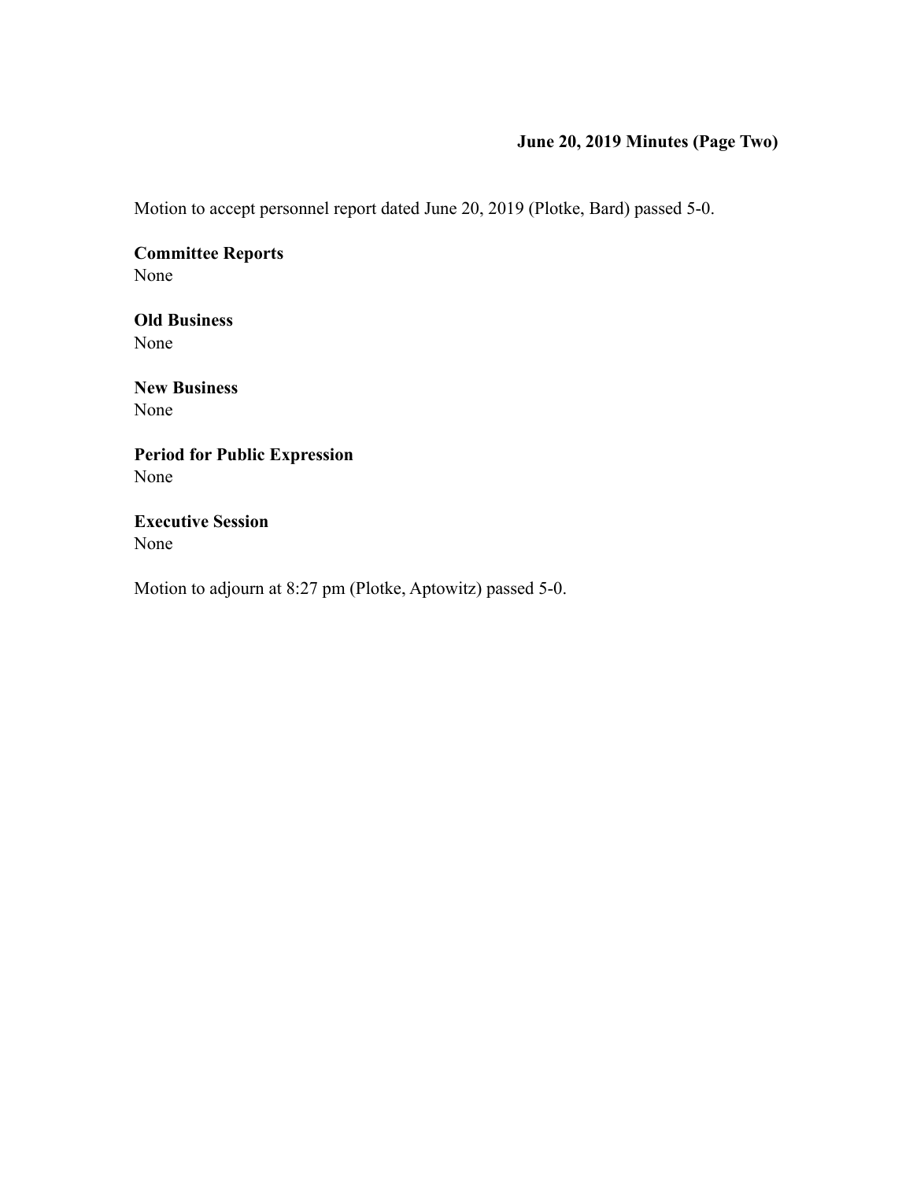Motion to accept personnel report dated June 20, 2019 (Plotke, Bard) passed 5-0.

**Committee Reports**
None

**Old Business**
None

**New Business**
None

**Period for Public Expression**
None

**Executive Session**
None

Motion to adjourn at 8:27 pm (Plotke, Aptowitz) passed 5-0.